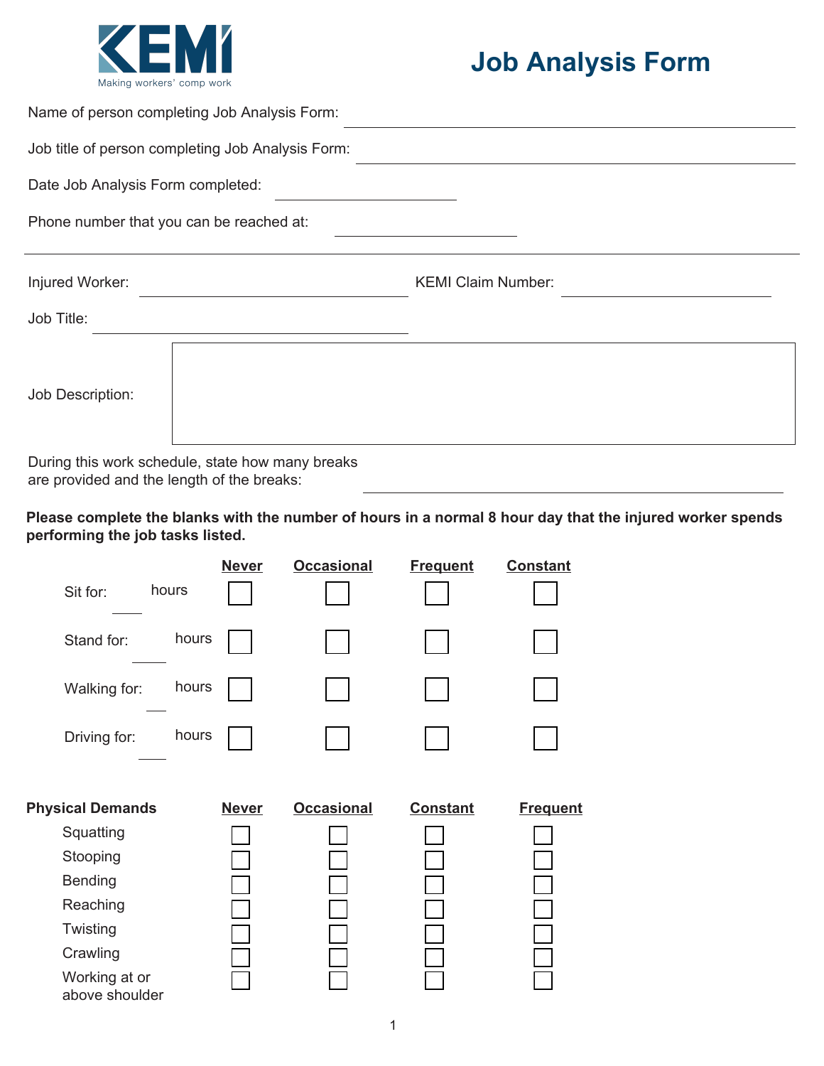KEMI
Making workers' comp work

# Job Analysis Form

Name of person completing Job Analysis Form: ______________________________

Job title of person completing Job Analysis Form: ______________________________

Date Job Analysis Form completed: ______________

Phone number that you can be reached at: ______________

---

Injured Worker: ______________________ KEMI Claim Number: ______________

Job Title: ______________________

Job Description:

During this work schedule, state how many breaks are provided and the length of the breaks: ______________________________

**Please complete the blanks with the number of hours in a normal 8 hour day that the injured worker spends performing the job tasks listed.**

| | Never | Occasional | Frequent | Constant |
|---|---|---|---|---|
| Sit for: ____ hours | ☐ | ☐ | ☐ | ☐ |
| Stand for: ____ hours | ☐ | ☐ | ☐ | ☐ |
| Walking for: ____ hours | ☐ | ☐ | ☐ | ☐ |
| Driving for: ____ hours | ☐ | ☐ | ☐ | ☐ |

| Physical Demands | Never | Occasional | Constant | Frequent |
|---|---|---|---|---|
| Squatting | ☐ | ☐ | ☐ | ☐ |
| Stooping | ☐ | ☐ | ☐ | ☐ |
| Bending | ☐ | ☐ | ☐ | ☐ |
| Reaching | ☐ | ☐ | ☐ | ☐ |
| Twisting | ☐ | ☐ | ☐ | ☐ |
| Crawling | ☐ | ☐ | ☐ | ☐ |
| Working at or above shoulder | ☐ | ☐ | ☐ | ☐ |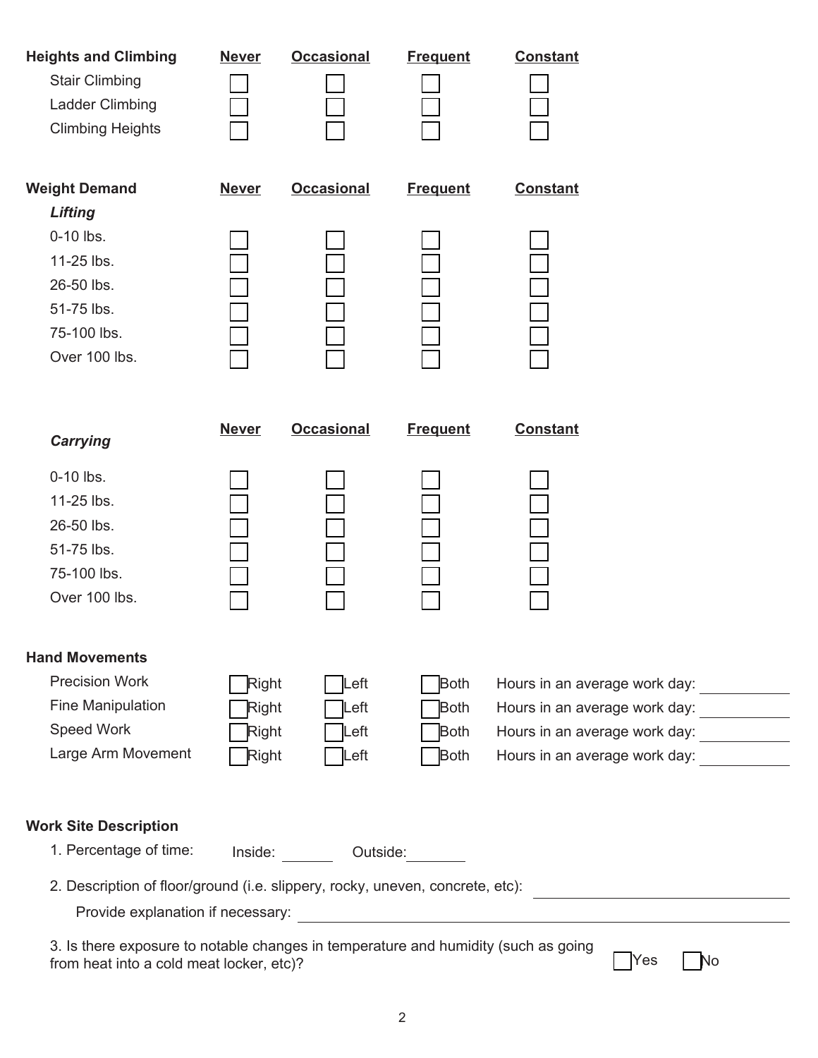| Heights and Climbing | Never | Occasional | Frequent | Constant |
| --- | --- | --- | --- | --- |
| Stair Climbing | ☐ | ☐ | ☐ | ☐ |
| Ladder Climbing | ☐ | ☐ | ☐ | ☐ |
| Climbing Heights | ☐ | ☐ | ☐ | ☐ |

| Weight Demand | Never | Occasional | Frequent | Constant |
| --- | --- | --- | --- | --- |
| ***Lifting*** | | | | |
| 0-10 lbs. | ☐ | ☐ | ☐ | ☐ |
| 11-25 lbs. | ☐ | ☐ | ☐ | ☐ |
| 26-50 lbs. | ☐ | ☐ | ☐ | ☐ |
| 51-75 lbs. | ☐ | ☐ | ☐ | ☐ |
| 75-100 lbs. | ☐ | ☐ | ☐ | ☐ |
| Over 100 lbs. | ☐ | ☐ | ☐ | ☐ |

| *Carrying* | Never | Occasional | Frequent | Constant |
| --- | --- | --- | --- | --- |
| 0-10 lbs. | ☐ | ☐ | ☐ | ☐ |
| 11-25 lbs. | ☐ | ☐ | ☐ | ☐ |
| 26-50 lbs. | ☐ | ☐ | ☐ | ☐ |
| 51-75 lbs. | ☐ | ☐ | ☐ | ☐ |
| 75-100 lbs. | ☐ | ☐ | ☐ | ☐ |
| Over 100 lbs. | ☐ | ☐ | ☐ | ☐ |

**Hand Movements**

| | | | | |
| --- | --- | --- | --- | --- |
| Precision Work | ☐ Right | ☐ Left | ☐ Both | Hours in an average work day: ________ |
| Fine Manipulation | ☐ Right | ☐ Left | ☐ Both | Hours in an average work day: ________ |
| Speed Work | ☐ Right | ☐ Left | ☐ Both | Hours in an average work day: ________ |
| Large Arm Movement | ☐ Right | ☐ Left | ☐ Both | Hours in an average work day: ________ |

**Work Site Description**

1. Percentage of time: Inside: ______ Outside: ______
2. Description of floor/ground (i.e. slippery, rocky, uneven, concrete, etc): ____________________

   Provide explanation if necessary: ____________________
3. Is there exposure to notable changes in temperature and humidity (such as going from heat into a cold meat locker, etc)? ☐ Yes ☐ No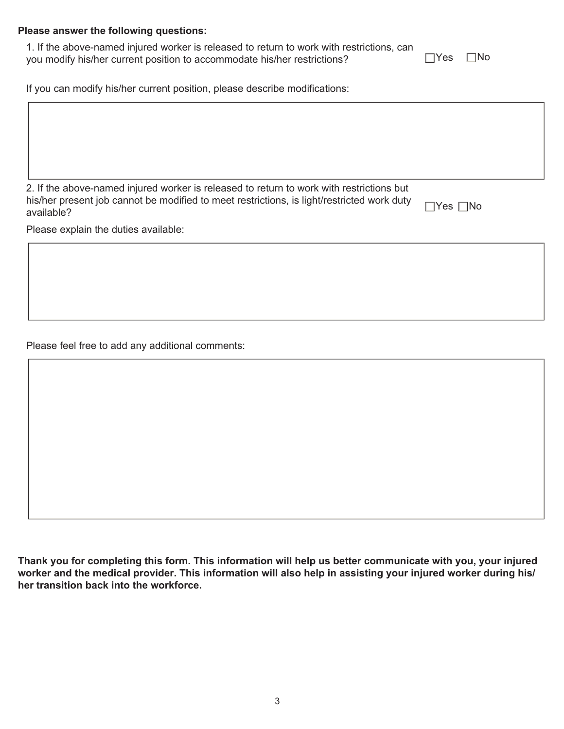**Please answer the following questions:**

1. If the above-named injured worker is released to return to work with restrictions, can you modify his/her current position to accommodate his/her restrictions? ☐Yes ☐No

If you can modify his/her current position, please describe modifications:

2. If the above-named injured worker is released to return to work with restrictions but his/her present job cannot be modified to meet restrictions, is light/restricted work duty available? ☐Yes ☐No

Please explain the duties available:

Please feel free to add any additional comments:

**Thank you for completing this form. This information will help us better communicate with you, your injured worker and the medical provider. This information will also help in assisting your injured worker during his/her transition back into the workforce.**